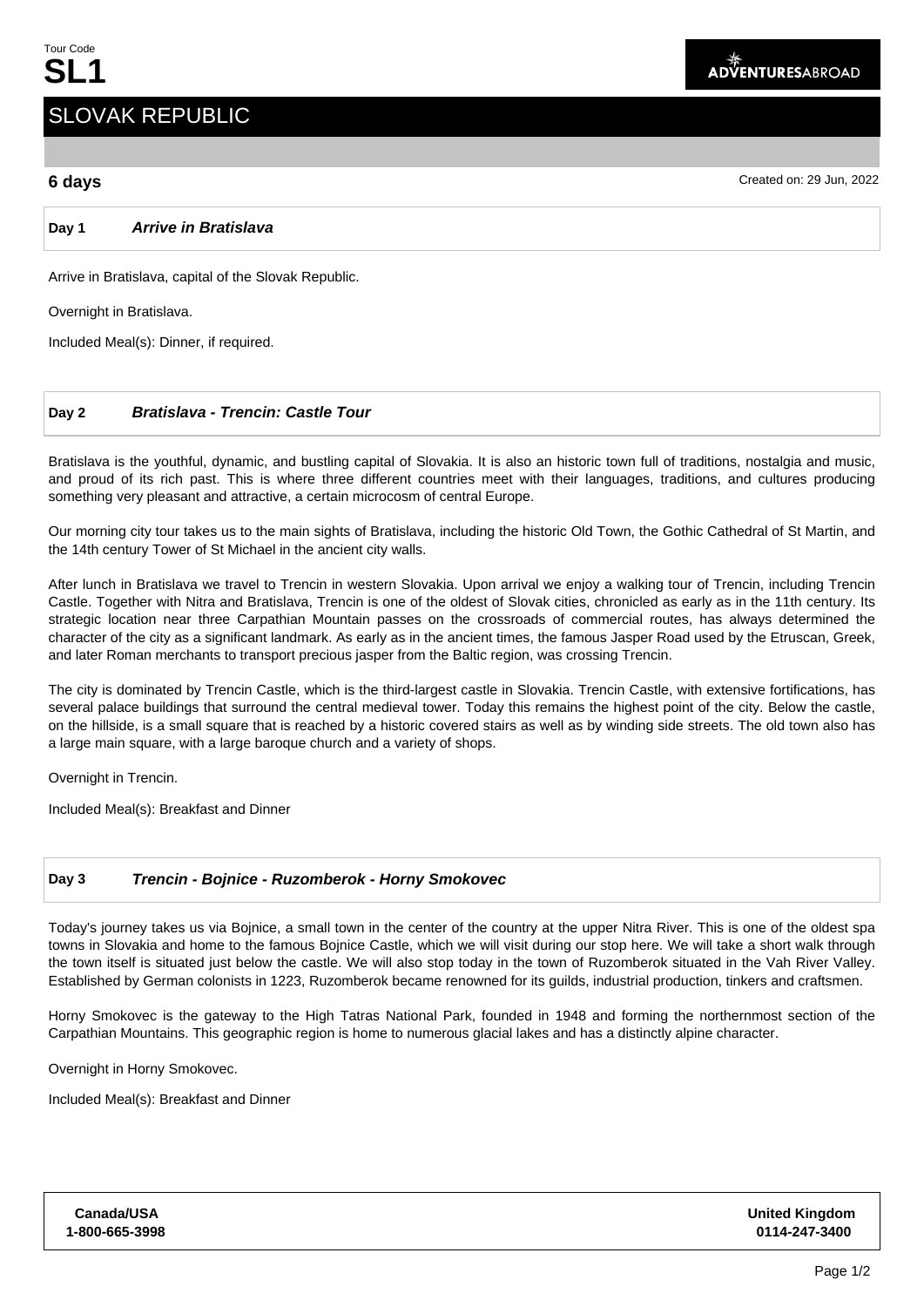Tour Code

# SL1

ADVENTURESABROAD

## SLOVAK REPUBLIC

**6 days**

Created on: 29 Jun, 2022

### Day 1 *Arrive in Bratislava*

Arrive in Bratislava, capital of the Slovak Republic.

Overnight in Bratislava.

Included Meal(s): Dinner, if required.

### Day 2 *Bratislava - Trencin: Castle Tour*

Bratislava is the youthful, dynamic, and bustling capital of Slovakia. It is also an historic town full of traditions, nostalgia and music, and proud of its rich past. This is where three different countries meet with their languages, traditions, and cultures producing something very pleasant and attractive, a certain microcosm of central Europe.

Our morning city tour takes us to the main sights of Bratislava, including the historic Old Town, the Gothic Cathedral of St Martin, and the 14th century Tower of St Michael in the ancient city walls.

After lunch in Bratislava we travel to Trencin in western Slovakia. Upon arrival we enjoy a walking tour of Trencin, including Trencin Castle. Together with Nitra and Bratislava, Trencin is one of the oldest of Slovak cities, chronicled as early as in the 11th century. Its strategic location near three Carpathian Mountain passes on the crossroads of commercial routes, has always determined the character of the city as a significant landmark. As early as in the ancient times, the famous Jasper Road used by the Etruscan, Greek, and later Roman merchants to transport precious jasper from the Baltic region, was crossing Trencin.

The city is dominated by Trencin Castle, which is the third-largest castle in Slovakia. Trencin Castle, with extensive fortifications, has several palace buildings that surround the central medieval tower. Today this remains the highest point of the city. Below the castle, on the hillside, is a small square that is reached by a historic covered stairs as well as by winding side streets. The old town also has a large main square, with a large baroque church and a variety of shops.

Overnight in Trencin.

Included Meal(s): Breakfast and Dinner

### Day 3 *Trencin - Bojnice - Ruzomberok - Horny Smokovec*

Today's journey takes us via Bojnice, a small town in the center of the country at the upper Nitra River. This is one of the oldest spa towns in Slovakia and home to the famous Bojnice Castle, which we will visit during our stop here. We will take a short walk through the town itself is situated just below the castle. We will also stop today in the town of Ruzomberok situated in the Vah River Valley. Established by German colonists in 1223, Ruzomberok became renowned for its guilds, industrial production, tinkers and craftsmen.

Horny Smokovec is the gateway to the High Tatras National Park, founded in 1948 and forming the northernmost section of the Carpathian Mountains. This geographic region is home to numerous glacial lakes and has a distinctly alpine character.

Overnight in Horny Smokovec.

Included Meal(s): Breakfast and Dinner

| Canada/USA | United Kingdom |
| --- | --- |
| 1-800-665-3998 | 0114-247-3400 |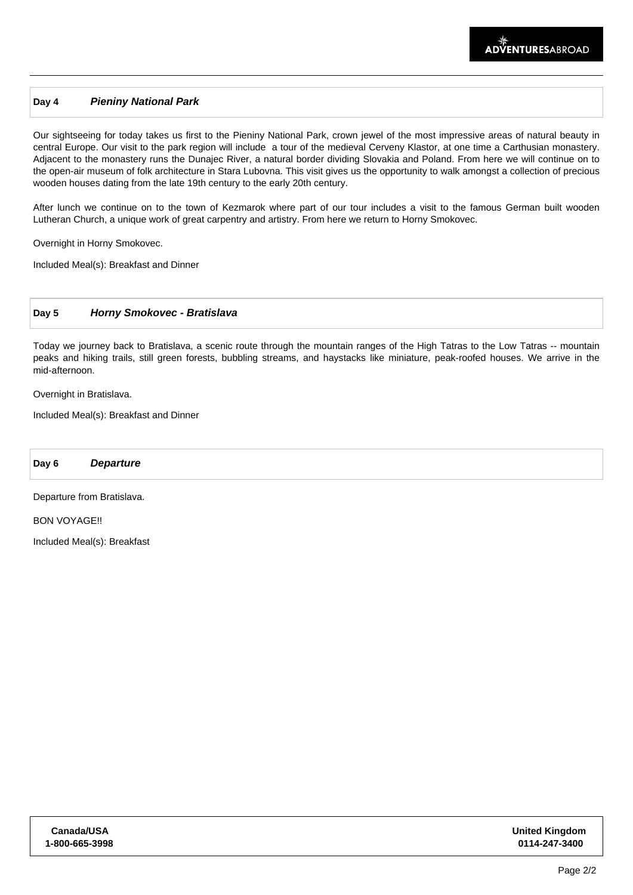## Day 4 *Pieniny National Park*

Our sightseeing for today takes us first to the Pieniny National Park, crown jewel of the most impressive areas of natural beauty in central Europe. Our visit to the park region will include a tour of the medieval Cerveny Klastor, at one time a Carthusian monastery. Adjacent to the monastery runs the Dunajec River, a natural border dividing Slovakia and Poland. From here we will continue on to the open-air museum of folk architecture in Stara Lubovna. This visit gives us the opportunity to walk amongst a collection of precious wooden houses dating from the late 19th century to the early 20th century.

After lunch we continue on to the town of Kezmarok where part of our tour includes a visit to the famous German built wooden Lutheran Church, a unique work of great carpentry and artistry. From here we return to Horny Smokovec.

Overnight in Horny Smokovec.

Included Meal(s): Breakfast and Dinner

## Day 5 *Horny Smokovec - Bratislava*

Today we journey back to Bratislava, a scenic route through the mountain ranges of the High Tatras to the Low Tatras -- mountain peaks and hiking trails, still green forests, bubbling streams, and haystacks like miniature, peak-roofed houses. We arrive in the mid-afternoon.

Overnight in Bratislava.

Included Meal(s): Breakfast and Dinner

## Day 6 *Departure*

Departure from Bratislava.

BON VOYAGE!!

Included Meal(s): Breakfast

| | |
|---|---|
| **Canada/USA**<br>**1-800-665-3998** | **United Kingdom**<br>**0114-247-3400** |